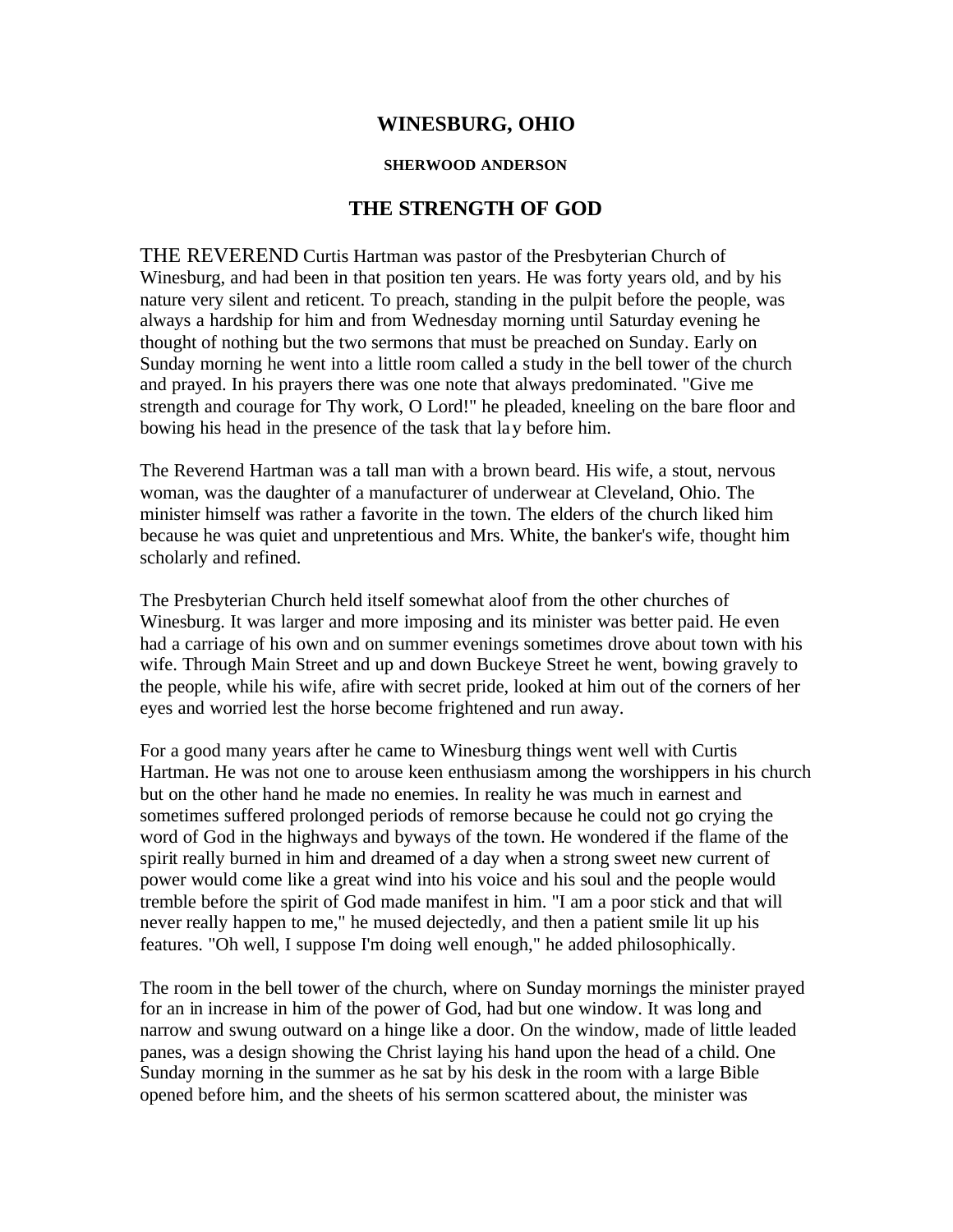# WINESBURG, OHIO

### SHERWOOD ANDERSON

## THE STRENGTH OF GOD

THE REVEREND Curtis Hartman was pastor of the Presbyterian Church of Winesburg, and had been in that position ten years. He was forty years old, and by his nature very silent and reticent. To preach, standing in the pulpit before the people, was always a hardship for him and from Wednesday morning until Saturday evening he thought of nothing but the two sermons that must be preached on Sunday. Early on Sunday morning he went into a little room called a study in the bell tower of the church and prayed. In his prayers there was one note that always predominated. "Give me strength and courage for Thy work, O Lord!" he pleaded, kneeling on the bare floor and bowing his head in the presence of the task that lay before him.

The Reverend Hartman was a tall man with a brown beard. His wife, a stout, nervous woman, was the daughter of a manufacturer of underwear at Cleveland, Ohio. The minister himself was rather a favorite in the town. The elders of the church liked him because he was quiet and unpretentious and Mrs. White, the banker's wife, thought him scholarly and refined.

The Presbyterian Church held itself somewhat aloof from the other churches of Winesburg. It was larger and more imposing and its minister was better paid. He even had a carriage of his own and on summer evenings sometimes drove about town with his wife. Through Main Street and up and down Buckeye Street he went, bowing gravely to the people, while his wife, afire with secret pride, looked at him out of the corners of her eyes and worried lest the horse become frightened and run away.

For a good many years after he came to Winesburg things went well with Curtis Hartman. He was not one to arouse keen enthusiasm among the worshippers in his church but on the other hand he made no enemies. In reality he was much in earnest and sometimes suffered prolonged periods of remorse because he could not go crying the word of God in the highways and byways of the town. He wondered if the flame of the spirit really burned in him and dreamed of a day when a strong sweet new current of power would come like a great wind into his voice and his soul and the people would tremble before the spirit of God made manifest in him. "I am a poor stick and that will never really happen to me," he mused dejectedly, and then a patient smile lit up his features. "Oh well, I suppose I'm doing well enough," he added philosophically.

The room in the bell tower of the church, where on Sunday mornings the minister prayed for an in increase in him of the power of God, had but one window. It was long and narrow and swung outward on a hinge like a door. On the window, made of little leaded panes, was a design showing the Christ laying his hand upon the head of a child. One Sunday morning in the summer as he sat by his desk in the room with a large Bible opened before him, and the sheets of his sermon scattered about, the minister was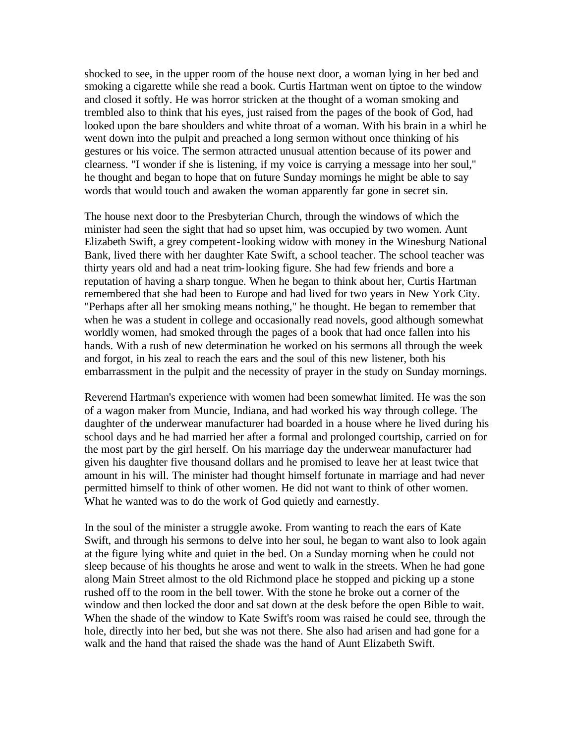shocked to see, in the upper room of the house next door, a woman lying in her bed and smoking a cigarette while she read a book. Curtis Hartman went on tiptoe to the window and closed it softly. He was horror stricken at the thought of a woman smoking and trembled also to think that his eyes, just raised from the pages of the book of God, had looked upon the bare shoulders and white throat of a woman. With his brain in a whirl he went down into the pulpit and preached a long sermon without once thinking of his gestures or his voice. The sermon attracted unusual attention because of its power and clearness. "I wonder if she is listening, if my voice is carrying a message into her soul," he thought and began to hope that on future Sunday mornings he might be able to say words that would touch and awaken the woman apparently far gone in secret sin.

The house next door to the Presbyterian Church, through the windows of which the minister had seen the sight that had so upset him, was occupied by two women. Aunt Elizabeth Swift, a grey competent-looking widow with money in the Winesburg National Bank, lived there with her daughter Kate Swift, a school teacher. The school teacher was thirty years old and had a neat trim-looking figure. She had few friends and bore a reputation of having a sharp tongue. When he began to think about her, Curtis Hartman remembered that she had been to Europe and had lived for two years in New York City. "Perhaps after all her smoking means nothing," he thought. He began to remember that when he was a student in college and occasionally read novels, good although somewhat worldly women, had smoked through the pages of a book that had once fallen into his hands. With a rush of new determination he worked on his sermons all through the week and forgot, in his zeal to reach the ears and the soul of this new listener, both his embarrassment in the pulpit and the necessity of prayer in the study on Sunday mornings.

Reverend Hartman's experience with women had been somewhat limited. He was the son of a wagon maker from Muncie, Indiana, and had worked his way through college. The daughter of the underwear manufacturer had boarded in a house where he lived during his school days and he had married her after a formal and prolonged courtship, carried on for the most part by the girl herself. On his marriage day the underwear manufacturer had given his daughter five thousand dollars and he promised to leave her at least twice that amount in his will. The minister had thought himself fortunate in marriage and had never permitted himself to think of other women. He did not want to think of other women. What he wanted was to do the work of God quietly and earnestly.

In the soul of the minister a struggle awoke. From wanting to reach the ears of Kate Swift, and through his sermons to delve into her soul, he began to want also to look again at the figure lying white and quiet in the bed. On a Sunday morning when he could not sleep because of his thoughts he arose and went to walk in the streets. When he had gone along Main Street almost to the old Richmond place he stopped and picking up a stone rushed off to the room in the bell tower. With the stone he broke out a corner of the window and then locked the door and sat down at the desk before the open Bible to wait. When the shade of the window to Kate Swift's room was raised he could see, through the hole, directly into her bed, but she was not there. She also had arisen and had gone for a walk and the hand that raised the shade was the hand of Aunt Elizabeth Swift.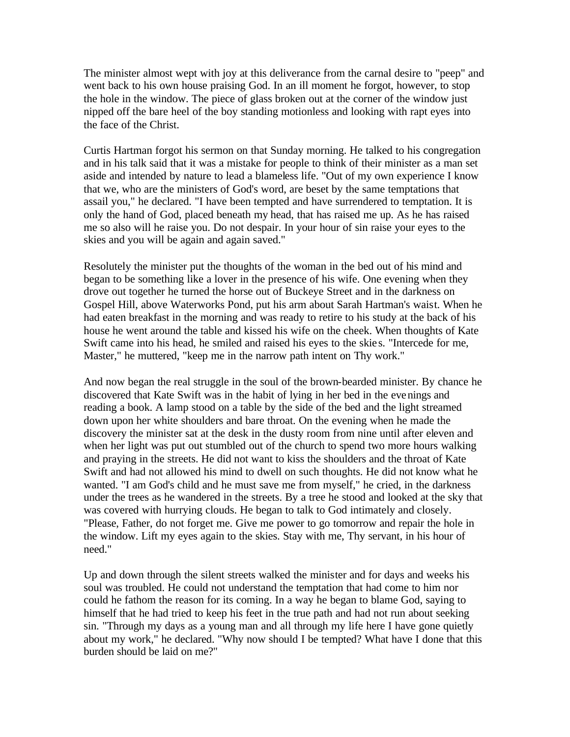The minister almost wept with joy at this deliverance from the carnal desire to "peep" and went back to his own house praising God. In an ill moment he forgot, however, to stop the hole in the window. The piece of glass broken out at the corner of the window just nipped off the bare heel of the boy standing motionless and looking with rapt eyes into the face of the Christ.

Curtis Hartman forgot his sermon on that Sunday morning. He talked to his congregation and in his talk said that it was a mistake for people to think of their minister as a man set aside and intended by nature to lead a blameless life. "Out of my own experience I know that we, who are the ministers of God's word, are beset by the same temptations that assail you," he declared. "I have been tempted and have surrendered to temptation. It is only the hand of God, placed beneath my head, that has raised me up. As he has raised me so also will he raise you. Do not despair. In your hour of sin raise your eyes to the skies and you will be again and again saved."

Resolutely the minister put the thoughts of the woman in the bed out of his mind and began to be something like a lover in the presence of his wife. One evening when they drove out together he turned the horse out of Buckeye Street and in the darkness on Gospel Hill, above Waterworks Pond, put his arm about Sarah Hartman's waist. When he had eaten breakfast in the morning and was ready to retire to his study at the back of his house he went around the table and kissed his wife on the cheek. When thoughts of Kate Swift came into his head, he smiled and raised his eyes to the skies. "Intercede for me, Master," he muttered, "keep me in the narrow path intent on Thy work."

And now began the real struggle in the soul of the brown-bearded minister. By chance he discovered that Kate Swift was in the habit of lying in her bed in the evenings and reading a book. A lamp stood on a table by the side of the bed and the light streamed down upon her white shoulders and bare throat. On the evening when he made the discovery the minister sat at the desk in the dusty room from nine until after eleven and when her light was put out stumbled out of the church to spend two more hours walking and praying in the streets. He did not want to kiss the shoulders and the throat of Kate Swift and had not allowed his mind to dwell on such thoughts. He did not know what he wanted. "I am God's child and he must save me from myself," he cried, in the darkness under the trees as he wandered in the streets. By a tree he stood and looked at the sky that was covered with hurrying clouds. He began to talk to God intimately and closely. "Please, Father, do not forget me. Give me power to go tomorrow and repair the hole in the window. Lift my eyes again to the skies. Stay with me, Thy servant, in his hour of need."

Up and down through the silent streets walked the minister and for days and weeks his soul was troubled. He could not understand the temptation that had come to him nor could he fathom the reason for its coming. In a way he began to blame God, saying to himself that he had tried to keep his feet in the true path and had not run about seeking sin. "Through my days as a young man and all through my life here I have gone quietly about my work," he declared. "Why now should I be tempted? What have I done that this burden should be laid on me?"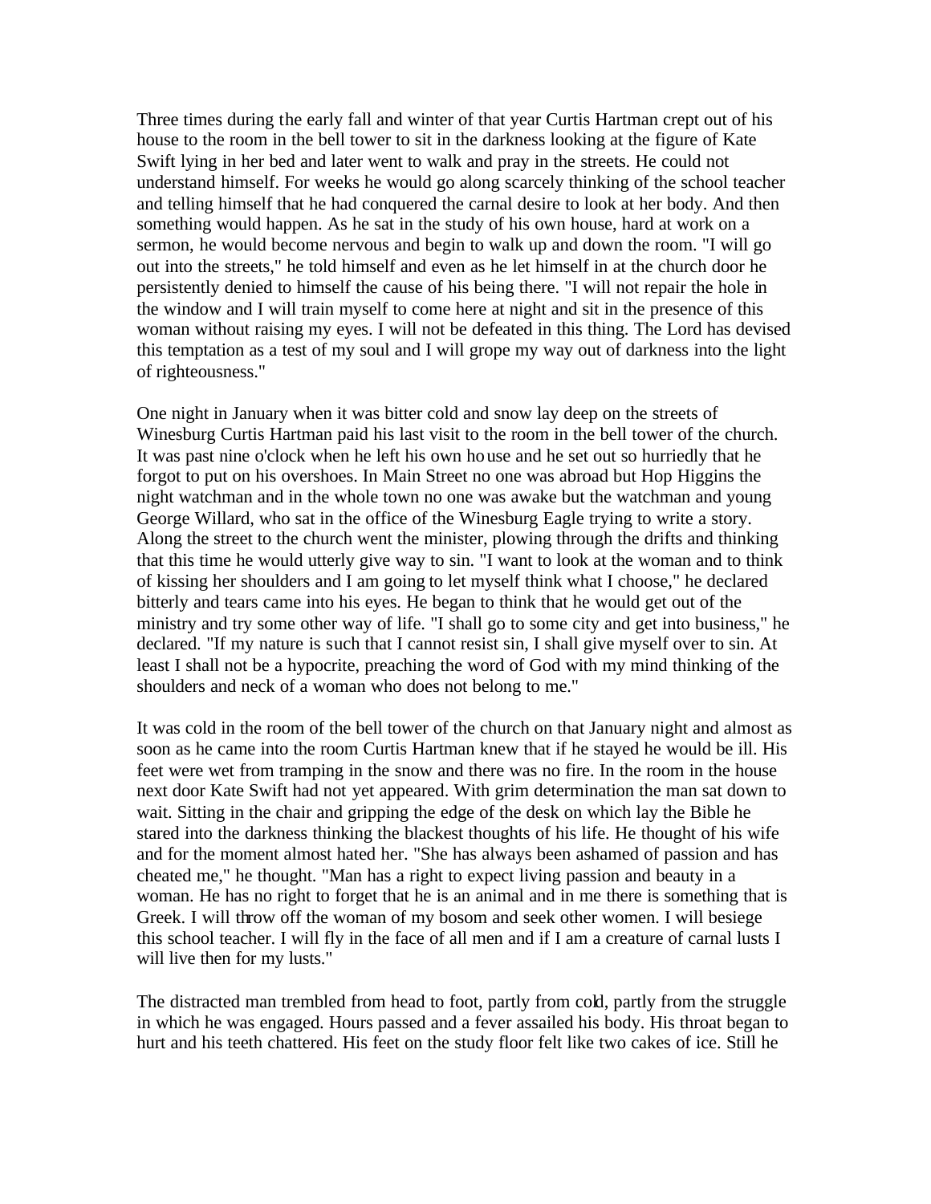Three times during the early fall and winter of that year Curtis Hartman crept out of his house to the room in the bell tower to sit in the darkness looking at the figure of Kate Swift lying in her bed and later went to walk and pray in the streets. He could not understand himself. For weeks he would go along scarcely thinking of the school teacher and telling himself that he had conquered the carnal desire to look at her body. And then something would happen. As he sat in the study of his own house, hard at work on a sermon, he would become nervous and begin to walk up and down the room. "I will go out into the streets," he told himself and even as he let himself in at the church door he persistently denied to himself the cause of his being there. "I will not repair the hole in the window and I will train myself to come here at night and sit in the presence of this woman without raising my eyes. I will not be defeated in this thing. The Lord has devised this temptation as a test of my soul and I will grope my way out of darkness into the light of righteousness."

One night in January when it was bitter cold and snow lay deep on the streets of Winesburg Curtis Hartman paid his last visit to the room in the bell tower of the church. It was past nine o'clock when he left his own house and he set out so hurriedly that he forgot to put on his overshoes. In Main Street no one was abroad but Hop Higgins the night watchman and in the whole town no one was awake but the watchman and young George Willard, who sat in the office of the Winesburg Eagle trying to write a story. Along the street to the church went the minister, plowing through the drifts and thinking that this time he would utterly give way to sin. "I want to look at the woman and to think of kissing her shoulders and I am going to let myself think what I choose," he declared bitterly and tears came into his eyes. He began to think that he would get out of the ministry and try some other way of life. "I shall go to some city and get into business," he declared. "If my nature is such that I cannot resist sin, I shall give myself over to sin. At least I shall not be a hypocrite, preaching the word of God with my mind thinking of the shoulders and neck of a woman who does not belong to me."

It was cold in the room of the bell tower of the church on that January night and almost as soon as he came into the room Curtis Hartman knew that if he stayed he would be ill. His feet were wet from tramping in the snow and there was no fire. In the room in the house next door Kate Swift had not yet appeared. With grim determination the man sat down to wait. Sitting in the chair and gripping the edge of the desk on which lay the Bible he stared into the darkness thinking the blackest thoughts of his life. He thought of his wife and for the moment almost hated her. "She has always been ashamed of passion and has cheated me," he thought. "Man has a right to expect living passion and beauty in a woman. He has no right to forget that he is an animal and in me there is something that is Greek. I will throw off the woman of my bosom and seek other women. I will besiege this school teacher. I will fly in the face of all men and if I am a creature of carnal lusts I will live then for my lusts."

The distracted man trembled from head to foot, partly from cold, partly from the struggle in which he was engaged. Hours passed and a fever assailed his body. His throat began to hurt and his teeth chattered. His feet on the study floor felt like two cakes of ice. Still he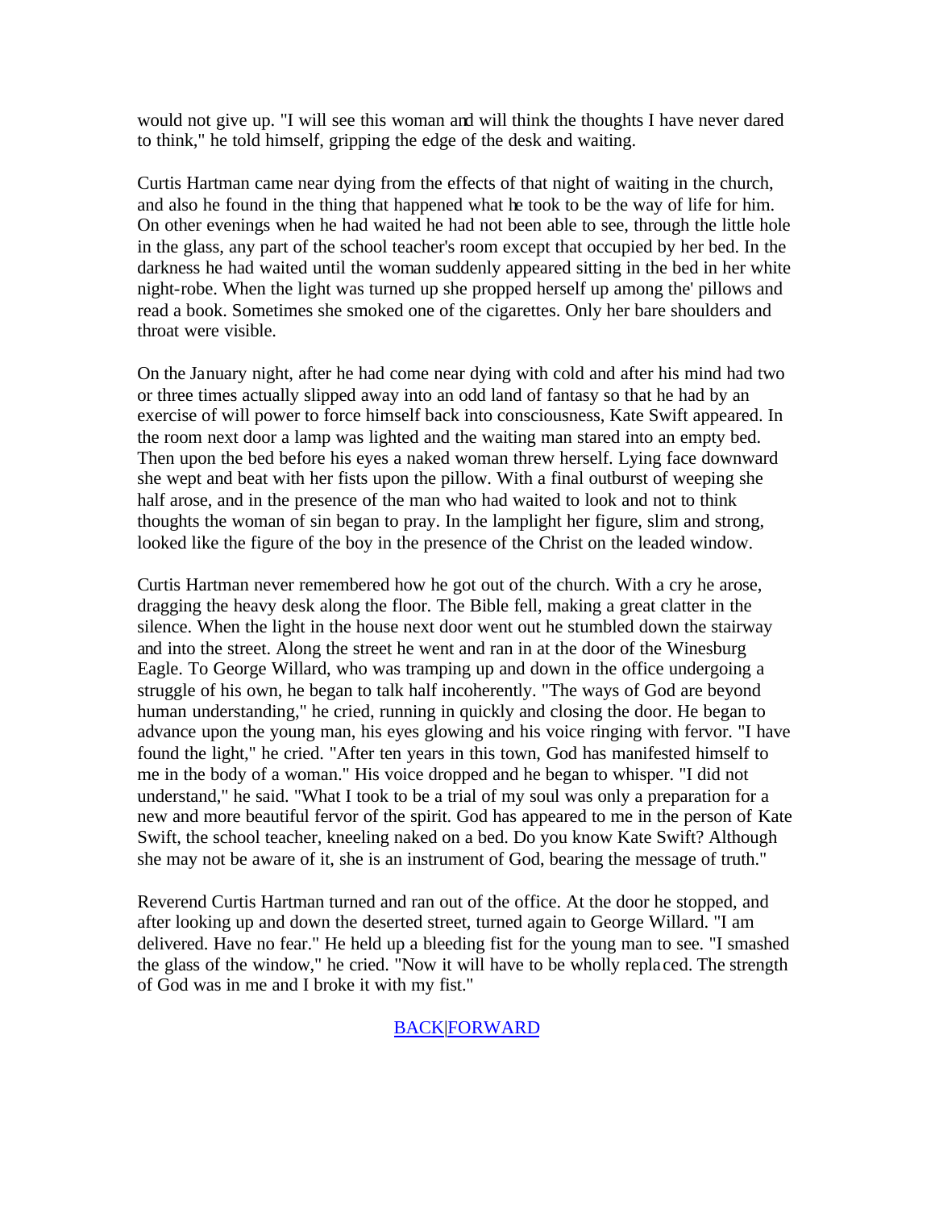would not give up. "I will see this woman and will think the thoughts I have never dared to think," he told himself, gripping the edge of the desk and waiting.

Curtis Hartman came near dying from the effects of that night of waiting in the church, and also he found in the thing that happened what he took to be the way of life for him. On other evenings when he had waited he had not been able to see, through the little hole in the glass, any part of the school teacher's room except that occupied by her bed. In the darkness he had waited until the woman suddenly appeared sitting in the bed in her white night-robe. When the light was turned up she propped herself up among the' pillows and read a book. Sometimes she smoked one of the cigarettes. Only her bare shoulders and throat were visible.

On the January night, after he had come near dying with cold and after his mind had two or three times actually slipped away into an odd land of fantasy so that he had by an exercise of will power to force himself back into consciousness, Kate Swift appeared. In the room next door a lamp was lighted and the waiting man stared into an empty bed. Then upon the bed before his eyes a naked woman threw herself. Lying face downward she wept and beat with her fists upon the pillow. With a final outburst of weeping she half arose, and in the presence of the man who had waited to look and not to think thoughts the woman of sin began to pray. In the lamplight her figure, slim and strong, looked like the figure of the boy in the presence of the Christ on the leaded window.

Curtis Hartman never remembered how he got out of the church. With a cry he arose, dragging the heavy desk along the floor. The Bible fell, making a great clatter in the silence. When the light in the house next door went out he stumbled down the stairway and into the street. Along the street he went and ran in at the door of the Winesburg Eagle. To George Willard, who was tramping up and down in the office undergoing a struggle of his own, he began to talk half incoherently. "The ways of God are beyond human understanding," he cried, running in quickly and closing the door. He began to advance upon the young man, his eyes glowing and his voice ringing with fervor. "I have found the light," he cried. "After ten years in this town, God has manifested himself to me in the body of a woman." His voice dropped and he began to whisper. "I did not understand," he said. "What I took to be a trial of my soul was only a preparation for a new and more beautiful fervor of the spirit. God has appeared to me in the person of Kate Swift, the school teacher, kneeling naked on a bed. Do you know Kate Swift? Although she may not be aware of it, she is an instrument of God, bearing the message of truth."

Reverend Curtis Hartman turned and ran out of the office. At the door he stopped, and after looking up and down the deserted street, turned again to George Willard. "I am delivered. Have no fear." He held up a bleeding fist for the young man to see. "I smashed the glass of the window," he cried. "Now it will have to be wholly replaced. The strength of God was in me and I broke it with my fist."

BACK|FORWARD